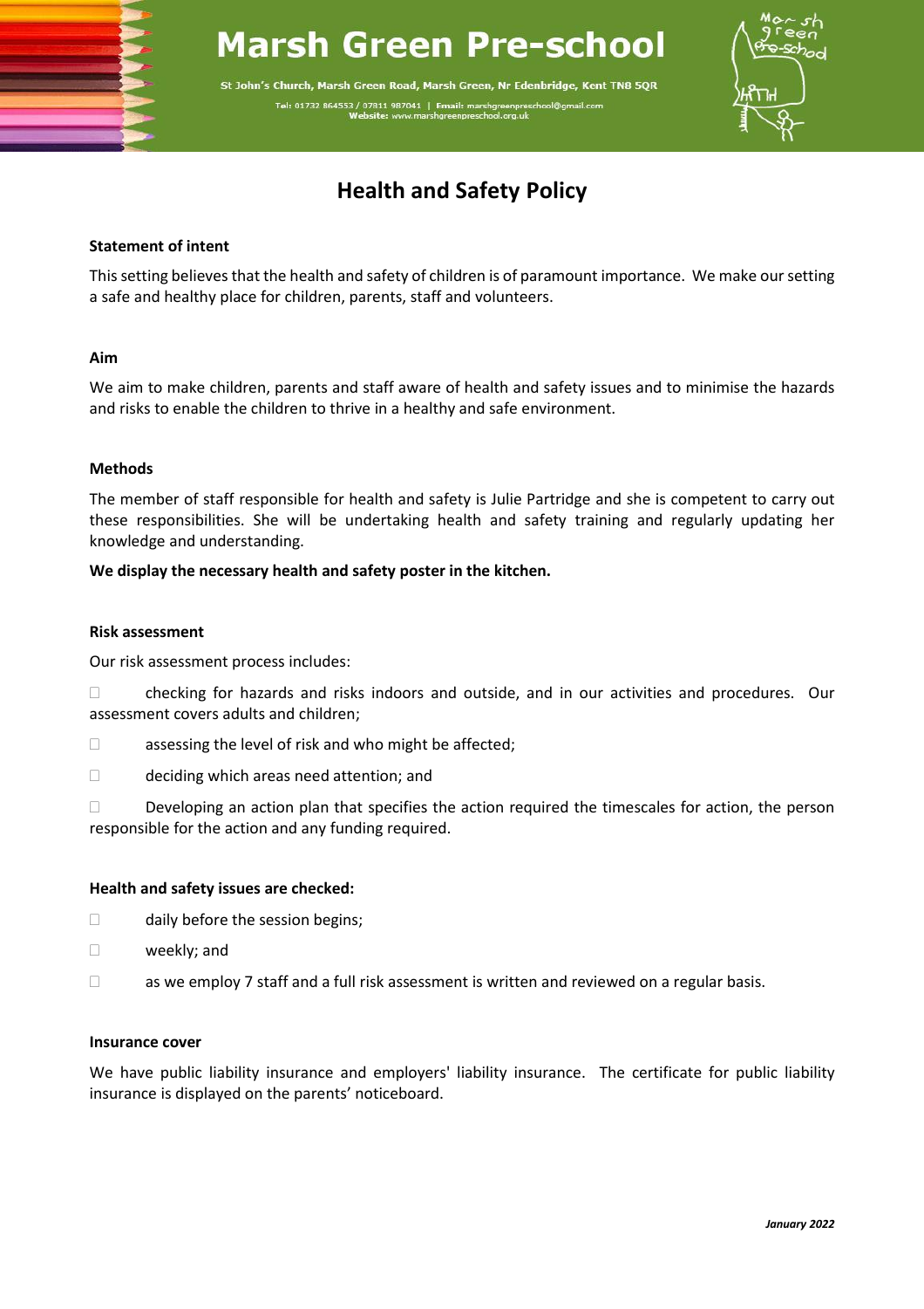# Marsh Green Pre-school

St John's Church, Marsh Green Road, Marsh Green, Nr Edenbridge, Kent TN8 5QR

Tel: 01732 864553 / 07811 987041 | Email: marshgreenpreschool@gmail.com
Website: www.marshgreenpreschool.org.uk

## Health and Safety Policy

**Statement of intent**

This setting believes that the health and safety of children is of paramount importance. We make our setting a safe and healthy place for children, parents, staff and volunteers.

**Aim**

We aim to make children, parents and staff aware of health and safety issues and to minimise the hazards and risks to enable the children to thrive in a healthy and safe environment.

**Methods**

The member of staff responsible for health and safety is Julie Partridge and she is competent to carry out these responsibilities. She will be undertaking health and safety training and regularly updating her knowledge and understanding.

**We display the necessary health and safety poster in the kitchen.**

**Risk assessment**

Our risk assessment process includes:

- checking for hazards and risks indoors and outside, and in our activities and procedures. Our assessment covers adults and children;
- assessing the level of risk and who might be affected;
- deciding which areas need attention; and
- Developing an action plan that specifies the action required the timescales for action, the person responsible for the action and any funding required.

**Health and safety issues are checked:**

- daily before the session begins;
- weekly; and
- as we employ 7 staff and a full risk assessment is written and reviewed on a regular basis.

**Insurance cover**

We have public liability insurance and employers' liability insurance. The certificate for public liability insurance is displayed on the parents' noticeboard.

*January 2022*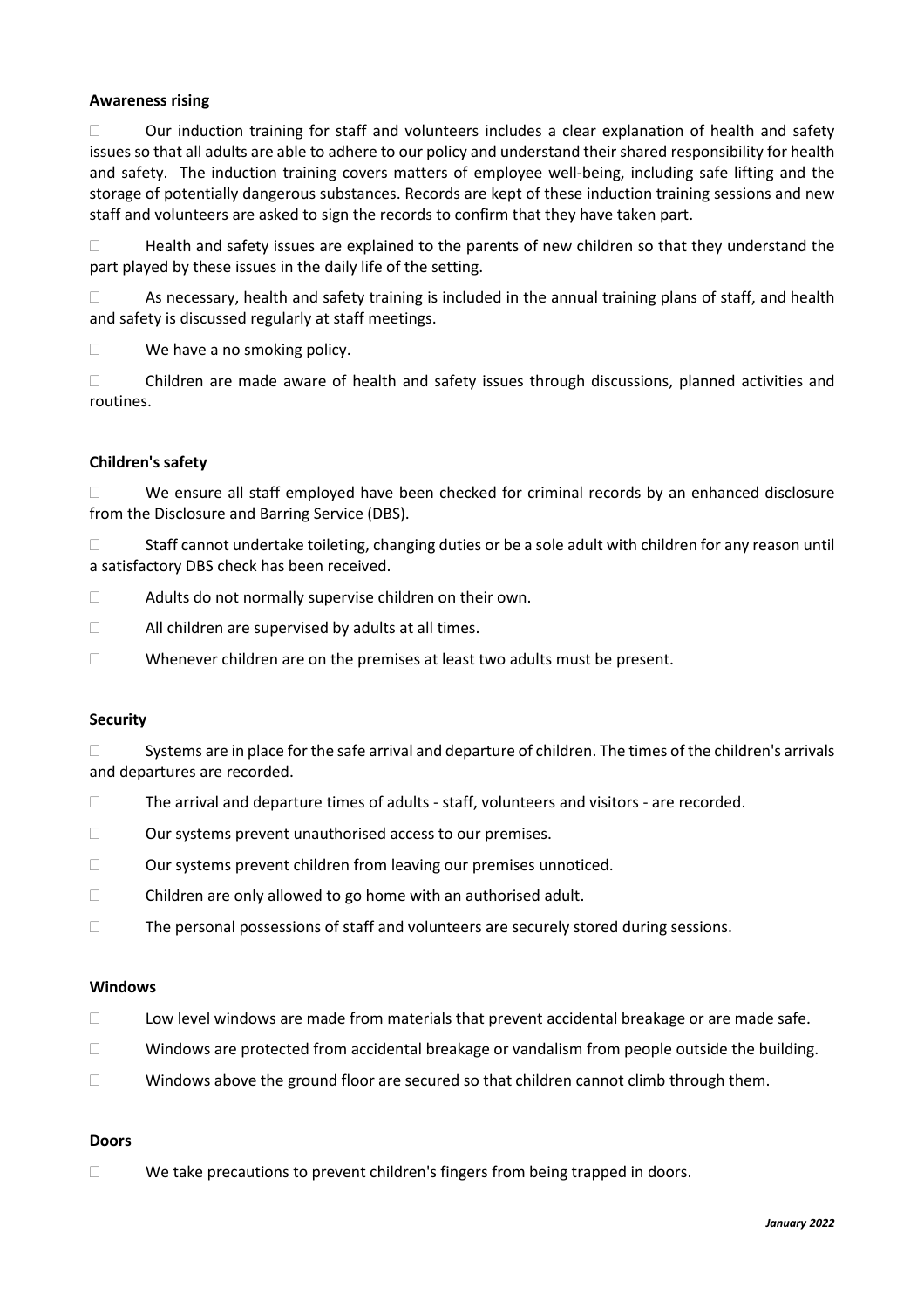**Awareness rising**

- Our induction training for staff and volunteers includes a clear explanation of health and safety issues so that all adults are able to adhere to our policy and understand their shared responsibility for health and safety. The induction training covers matters of employee well-being, including safe lifting and the storage of potentially dangerous substances. Records are kept of these induction training sessions and new staff and volunteers are asked to sign the records to confirm that they have taken part.
- Health and safety issues are explained to the parents of new children so that they understand the part played by these issues in the daily life of the setting.
- As necessary, health and safety training is included in the annual training plans of staff, and health and safety is discussed regularly at staff meetings.
- We have a no smoking policy.
- Children are made aware of health and safety issues through discussions, planned activities and routines.

**Children's safety**

- We ensure all staff employed have been checked for criminal records by an enhanced disclosure from the Disclosure and Barring Service (DBS).
- Staff cannot undertake toileting, changing duties or be a sole adult with children for any reason until a satisfactory DBS check has been received.
- Adults do not normally supervise children on their own.
- All children are supervised by adults at all times.
- Whenever children are on the premises at least two adults must be present.

**Security**

- Systems are in place for the safe arrival and departure of children. The times of the children's arrivals and departures are recorded.
- The arrival and departure times of adults - staff, volunteers and visitors - are recorded.
- Our systems prevent unauthorised access to our premises.
- Our systems prevent children from leaving our premises unnoticed.
- Children are only allowed to go home with an authorised adult.
- The personal possessions of staff and volunteers are securely stored during sessions.

**Windows**

- Low level windows are made from materials that prevent accidental breakage or are made safe.
- Windows are protected from accidental breakage or vandalism from people outside the building.
- Windows above the ground floor are secured so that children cannot climb through them.

**Doors**

- We take precautions to prevent children's fingers from being trapped in doors.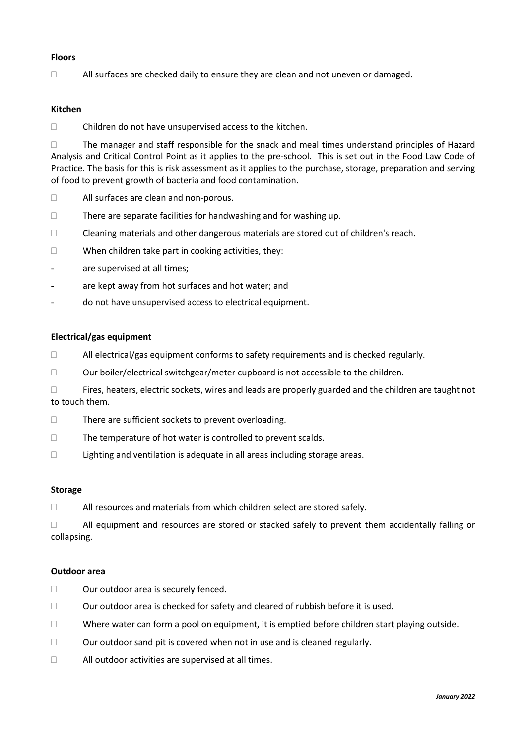**Floors**

- All surfaces are checked daily to ensure they are clean and not uneven or damaged.

**Kitchen**

- Children do not have unsupervised access to the kitchen.
- The manager and staff responsible for the snack and meal times understand principles of Hazard Analysis and Critical Control Point as it applies to the pre-school. This is set out in the Food Law Code of Practice. The basis for this is risk assessment as it applies to the purchase, storage, preparation and serving of food to prevent growth of bacteria and food contamination.
- All surfaces are clean and non-porous.
- There are separate facilities for handwashing and for washing up.
- Cleaning materials and other dangerous materials are stored out of children's reach.
- When children take part in cooking activities, they:
  - are supervised at all times;
  - are kept away from hot surfaces and hot water; and
  - do not have unsupervised access to electrical equipment.

**Electrical/gas equipment**

- All electrical/gas equipment conforms to safety requirements and is checked regularly.
- Our boiler/electrical switchgear/meter cupboard is not accessible to the children.
- Fires, heaters, electric sockets, wires and leads are properly guarded and the children are taught not to touch them.
- There are sufficient sockets to prevent overloading.
- The temperature of hot water is controlled to prevent scalds.
- Lighting and ventilation is adequate in all areas including storage areas.

**Storage**

- All resources and materials from which children select are stored safely.
- All equipment and resources are stored or stacked safely to prevent them accidentally falling or collapsing.

**Outdoor area**

- Our outdoor area is securely fenced.
- Our outdoor area is checked for safety and cleared of rubbish before it is used.
- Where water can form a pool on equipment, it is emptied before children start playing outside.
- Our outdoor sand pit is covered when not in use and is cleaned regularly.
- All outdoor activities are supervised at all times.

*January 2022*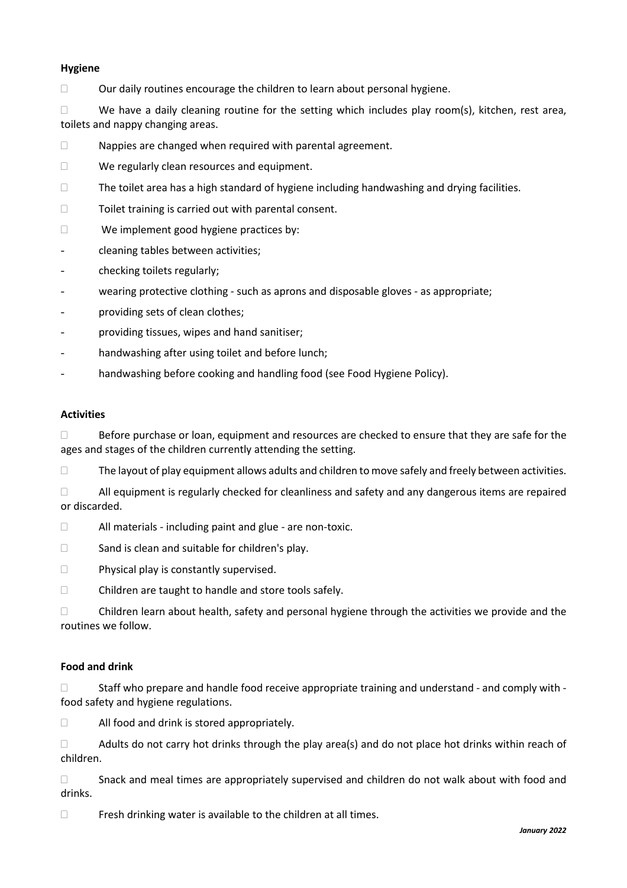**Hygiene**

- Our daily routines encourage the children to learn about personal hygiene.
- We have a daily cleaning routine for the setting which includes play room(s), kitchen, rest area, toilets and nappy changing areas.
- Nappies are changed when required with parental agreement.
- We regularly clean resources and equipment.
- The toilet area has a high standard of hygiene including handwashing and drying facilities.
- Toilet training is carried out with parental consent.
- We implement good hygiene practices by:
  - cleaning tables between activities;
  - checking toilets regularly;
  - wearing protective clothing - such as aprons and disposable gloves - as appropriate;
  - providing sets of clean clothes;
  - providing tissues, wipes and hand sanitiser;
  - handwashing after using toilet and before lunch;
  - handwashing before cooking and handling food (see Food Hygiene Policy).

**Activities**

- Before purchase or loan, equipment and resources are checked to ensure that they are safe for the ages and stages of the children currently attending the setting.
- The layout of play equipment allows adults and children to move safely and freely between activities.
- All equipment is regularly checked for cleanliness and safety and any dangerous items are repaired or discarded.
- All materials - including paint and glue - are non-toxic.
- Sand is clean and suitable for children's play.
- Physical play is constantly supervised.
- Children are taught to handle and store tools safely.
- Children learn about health, safety and personal hygiene through the activities we provide and the routines we follow.

**Food and drink**

- Staff who prepare and handle food receive appropriate training and understand - and comply with - food safety and hygiene regulations.
- All food and drink is stored appropriately.
- Adults do not carry hot drinks through the play area(s) and do not place hot drinks within reach of children.
- Snack and meal times are appropriately supervised and children do not walk about with food and drinks.
- Fresh drinking water is available to the children at all times.

*January 2022*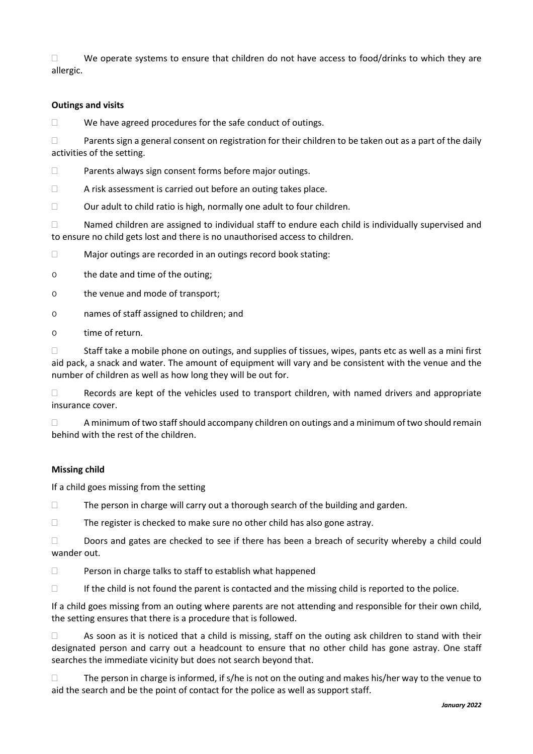- We operate systems to ensure that children do not have access to food/drinks to which they are allergic.

**Outings and visits**

- We have agreed procedures for the safe conduct of outings.
- Parents sign a general consent on registration for their children to be taken out as a part of the daily activities of the setting.
- Parents always sign consent forms before major outings.
- A risk assessment is carried out before an outing takes place.
- Our adult to child ratio is high, normally one adult to four children.
- Named children are assigned to individual staff to endure each child is individually supervised and to ensure no child gets lost and there is no unauthorised access to children.
- Major outings are recorded in an outings record book stating:
  - the date and time of the outing;
  - the venue and mode of transport;
  - names of staff assigned to children; and
  - time of return.
- Staff take a mobile phone on outings, and supplies of tissues, wipes, pants etc as well as a mini first aid pack, a snack and water. The amount of equipment will vary and be consistent with the venue and the number of children as well as how long they will be out for.
- Records are kept of the vehicles used to transport children, with named drivers and appropriate insurance cover.
- A minimum of two staff should accompany children on outings and a minimum of two should remain behind with the rest of the children.

**Missing child**

If a child goes missing from the setting

- The person in charge will carry out a thorough search of the building and garden.
- The register is checked to make sure no other child has also gone astray.
- Doors and gates are checked to see if there has been a breach of security whereby a child could wander out.
- Person in charge talks to staff to establish what happened
- If the child is not found the parent is contacted and the missing child is reported to the police.

If a child goes missing from an outing where parents are not attending and responsible for their own child, the setting ensures that there is a procedure that is followed.

- As soon as it is noticed that a child is missing, staff on the outing ask children to stand with their designated person and carry out a headcount to ensure that no other child has gone astray. One staff searches the immediate vicinity but does not search beyond that.
- The person in charge is informed, if s/he is not on the outing and makes his/her way to the venue to aid the search and be the point of contact for the police as well as support staff.

*January 2022*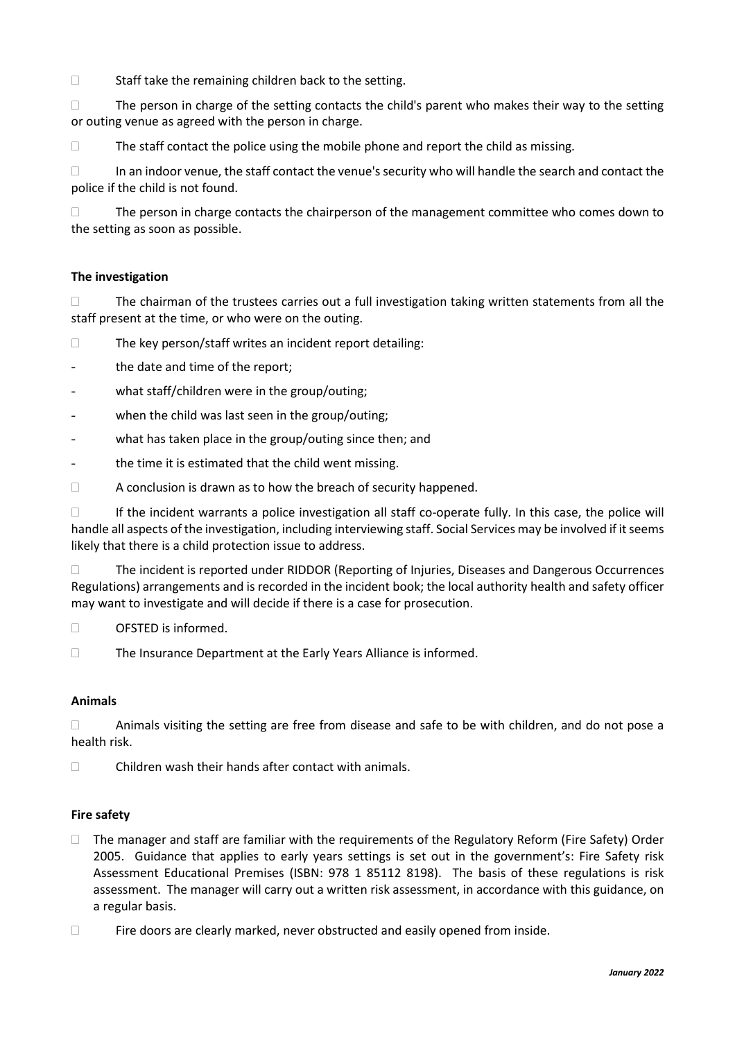- Staff take the remaining children back to the setting.
- The person in charge of the setting contacts the child's parent who makes their way to the setting or outing venue as agreed with the person in charge.
- The staff contact the police using the mobile phone and report the child as missing.
- In an indoor venue, the staff contact the venue's security who will handle the search and contact the police if the child is not found.
- The person in charge contacts the chairperson of the management committee who comes down to the setting as soon as possible.

**The investigation**

- The chairman of the trustees carries out a full investigation taking written statements from all the staff present at the time, or who were on the outing.
- The key person/staff writes an incident report detailing:
  - the date and time of the report;
  - what staff/children were in the group/outing;
  - when the child was last seen in the group/outing;
  - what has taken place in the group/outing since then; and
  - the time it is estimated that the child went missing.
- A conclusion is drawn as to how the breach of security happened.
- If the incident warrants a police investigation all staff co-operate fully. In this case, the police will handle all aspects of the investigation, including interviewing staff. Social Services may be involved if it seems likely that there is a child protection issue to address.
- The incident is reported under RIDDOR (Reporting of Injuries, Diseases and Dangerous Occurrences Regulations) arrangements and is recorded in the incident book; the local authority health and safety officer may want to investigate and will decide if there is a case for prosecution.
- OFSTED is informed.
- The Insurance Department at the Early Years Alliance is informed.

**Animals**

- Animals visiting the setting are free from disease and safe to be with children, and do not pose a health risk.
- Children wash their hands after contact with animals.

**Fire safety**

- The manager and staff are familiar with the requirements of the Regulatory Reform (Fire Safety) Order 2005. Guidance that applies to early years settings is set out in the government's: Fire Safety risk Assessment Educational Premises (ISBN: 978 1 85112 8198). The basis of these regulations is risk assessment. The manager will carry out a written risk assessment, in accordance with this guidance, on a regular basis.
- Fire doors are clearly marked, never obstructed and easily opened from inside.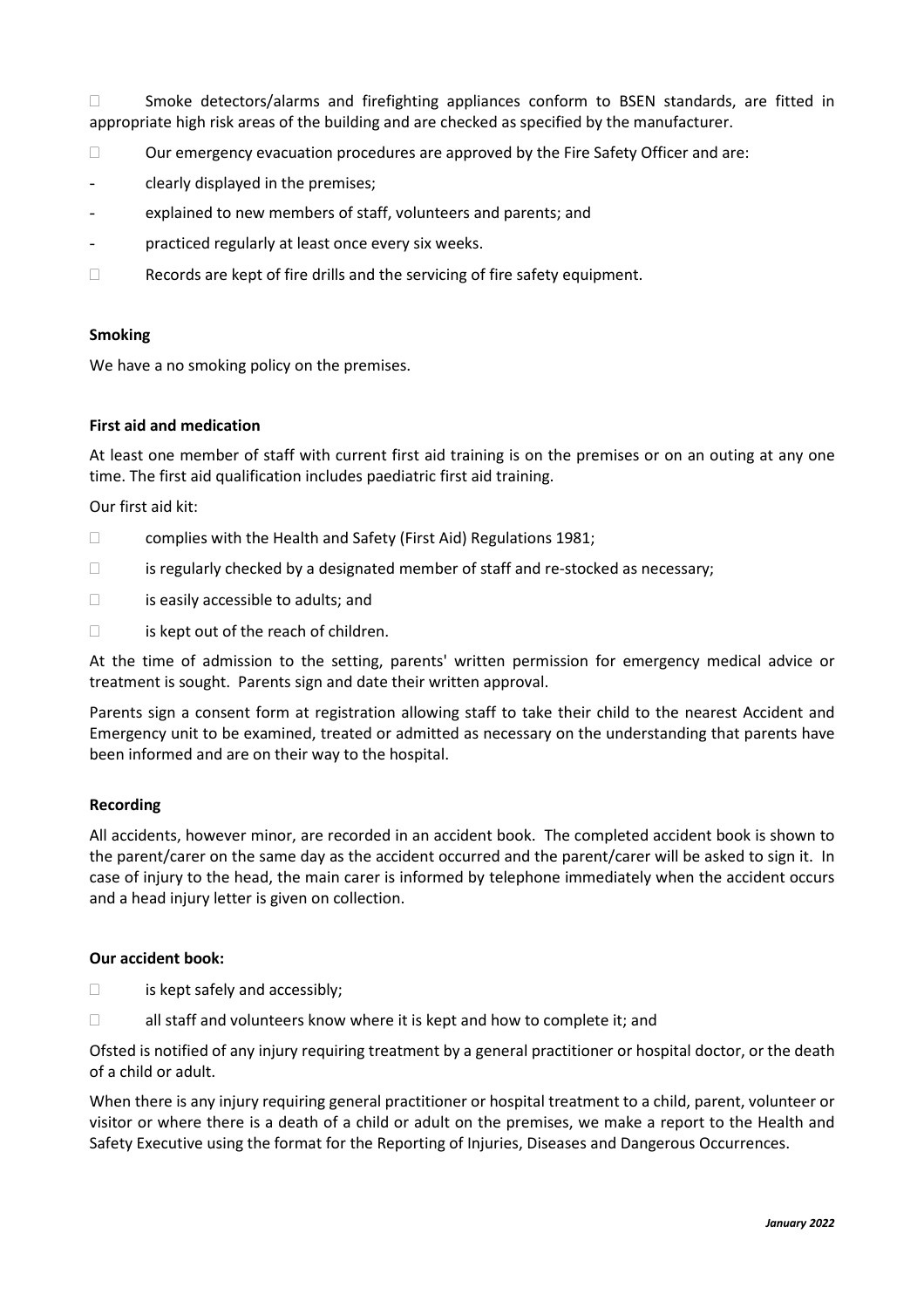- Smoke detectors/alarms and firefighting appliances conform to BSEN standards, are fitted in appropriate high risk areas of the building and are checked as specified by the manufacturer.
- Our emergency evacuation procedures are approved by the Fire Safety Officer and are:
  - clearly displayed in the premises;
  - explained to new members of staff, volunteers and parents; and
  - practiced regularly at least once every six weeks.
- Records are kept of fire drills and the servicing of fire safety equipment.

**Smoking**

We have a no smoking policy on the premises.

**First aid and medication**

At least one member of staff with current first aid training is on the premises or on an outing at any one time. The first aid qualification includes paediatric first aid training.

Our first aid kit:

- complies with the Health and Safety (First Aid) Regulations 1981;
- is regularly checked by a designated member of staff and re-stocked as necessary;
- is easily accessible to adults; and
- is kept out of the reach of children.

At the time of admission to the setting, parents' written permission for emergency medical advice or treatment is sought. Parents sign and date their written approval.

Parents sign a consent form at registration allowing staff to take their child to the nearest Accident and Emergency unit to be examined, treated or admitted as necessary on the understanding that parents have been informed and are on their way to the hospital.

**Recording**

All accidents, however minor, are recorded in an accident book. The completed accident book is shown to the parent/carer on the same day as the accident occurred and the parent/carer will be asked to sign it. In case of injury to the head, the main carer is informed by telephone immediately when the accident occurs and a head injury letter is given on collection.

**Our accident book:**

- is kept safely and accessibly;
- all staff and volunteers know where it is kept and how to complete it; and

Ofsted is notified of any injury requiring treatment by a general practitioner or hospital doctor, or the death of a child or adult.

When there is any injury requiring general practitioner or hospital treatment to a child, parent, volunteer or visitor or where there is a death of a child or adult on the premises, we make a report to the Health and Safety Executive using the format for the Reporting of Injuries, Diseases and Dangerous Occurrences.

*January 2022*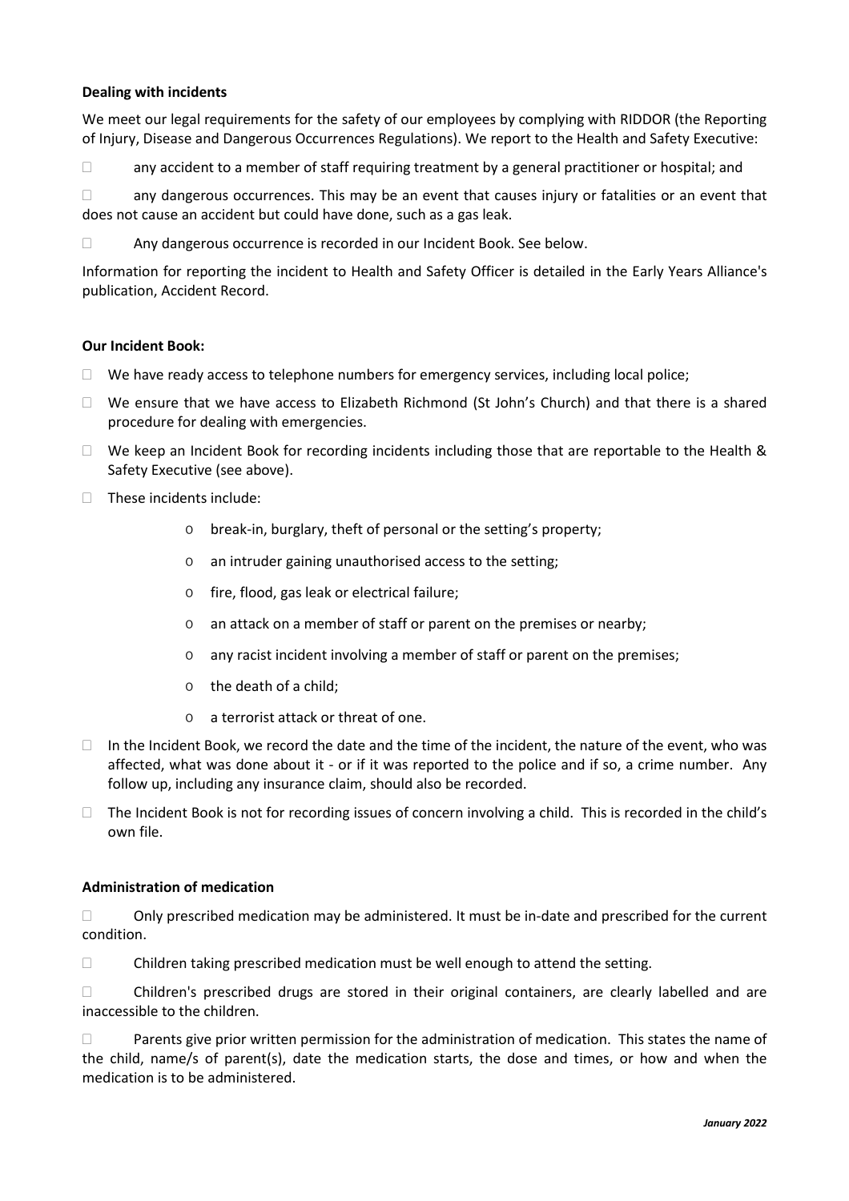**Dealing with incidents**

We meet our legal requirements for the safety of our employees by complying with RIDDOR (the Reporting of Injury, Disease and Dangerous Occurrences Regulations). We report to the Health and Safety Executive:

- any accident to a member of staff requiring treatment by a general practitioner or hospital; and
- any dangerous occurrences. This may be an event that causes injury or fatalities or an event that does not cause an accident but could have done, such as a gas leak.
- Any dangerous occurrence is recorded in our Incident Book. See below.

Information for reporting the incident to Health and Safety Officer is detailed in the Early Years Alliance's publication, Accident Record.

**Our Incident Book:**

- We have ready access to telephone numbers for emergency services, including local police;
- We ensure that we have access to Elizabeth Richmond (St John's Church) and that there is a shared procedure for dealing with emergencies.
- We keep an Incident Book for recording incidents including those that are reportable to the Health & Safety Executive (see above).
- These incidents include:
    - break-in, burglary, theft of personal or the setting's property;
    - an intruder gaining unauthorised access to the setting;
    - fire, flood, gas leak or electrical failure;
    - an attack on a member of staff or parent on the premises or nearby;
    - any racist incident involving a member of staff or parent on the premises;
    - the death of a child;
    - a terrorist attack or threat of one.
- In the Incident Book, we record the date and the time of the incident, the nature of the event, who was affected, what was done about it - or if it was reported to the police and if so, a crime number. Any follow up, including any insurance claim, should also be recorded.
- The Incident Book is not for recording issues of concern involving a child. This is recorded in the child's own file.

**Administration of medication**

- Only prescribed medication may be administered. It must be in-date and prescribed for the current condition.
- Children taking prescribed medication must be well enough to attend the setting.
- Children's prescribed drugs are stored in their original containers, are clearly labelled and are inaccessible to the children.
- Parents give prior written permission for the administration of medication. This states the name of the child, name/s of parent(s), date the medication starts, the dose and times, or how and when the medication is to be administered.

*January 2022*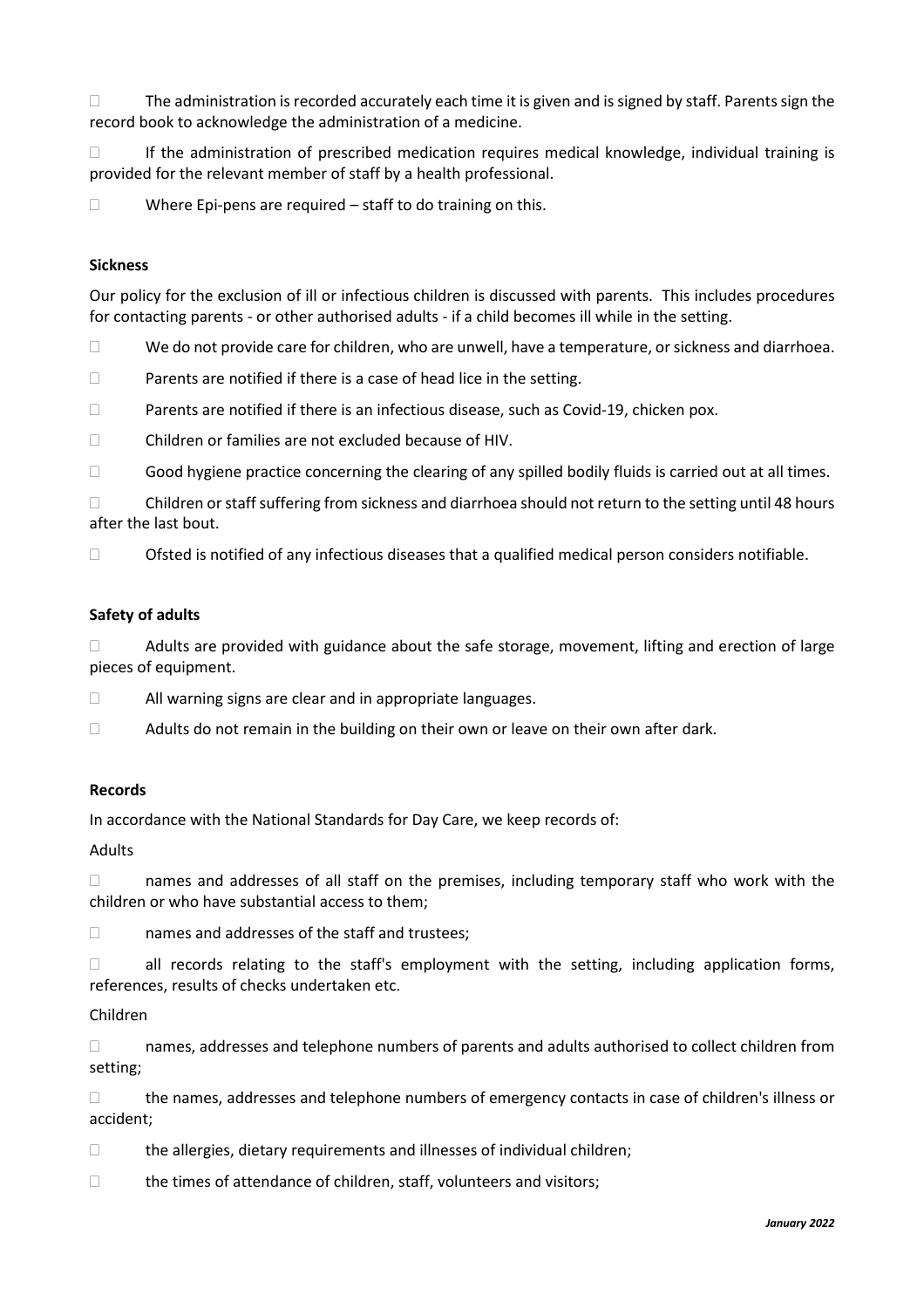- The administration is recorded accurately each time it is given and is signed by staff. Parents sign the record book to acknowledge the administration of a medicine.
- If the administration of prescribed medication requires medical knowledge, individual training is provided for the relevant member of staff by a health professional.
- Where Epi-pens are required – staff to do training on this.

**Sickness**

Our policy for the exclusion of ill or infectious children is discussed with parents. This includes procedures for contacting parents - or other authorised adults - if a child becomes ill while in the setting.

- We do not provide care for children, who are unwell, have a temperature, or sickness and diarrhoea.
- Parents are notified if there is a case of head lice in the setting.
- Parents are notified if there is an infectious disease, such as Covid-19, chicken pox.
- Children or families are not excluded because of HIV.
- Good hygiene practice concerning the clearing of any spilled bodily fluids is carried out at all times.
- Children or staff suffering from sickness and diarrhoea should not return to the setting until 48 hours after the last bout.
- Ofsted is notified of any infectious diseases that a qualified medical person considers notifiable.

**Safety of adults**

- Adults are provided with guidance about the safe storage, movement, lifting and erection of large pieces of equipment.
- All warning signs are clear and in appropriate languages.
- Adults do not remain in the building on their own or leave on their own after dark.

**Records**

In accordance with the National Standards for Day Care, we keep records of:

Adults

- names and addresses of all staff on the premises, including temporary staff who work with the children or who have substantial access to them;
- names and addresses of the staff and trustees;
- all records relating to the staff's employment with the setting, including application forms, references, results of checks undertaken etc.

Children

- names, addresses and telephone numbers of parents and adults authorised to collect children from setting;
- the names, addresses and telephone numbers of emergency contacts in case of children's illness or accident;
- the allergies, dietary requirements and illnesses of individual children;
- the times of attendance of children, staff, volunteers and visitors;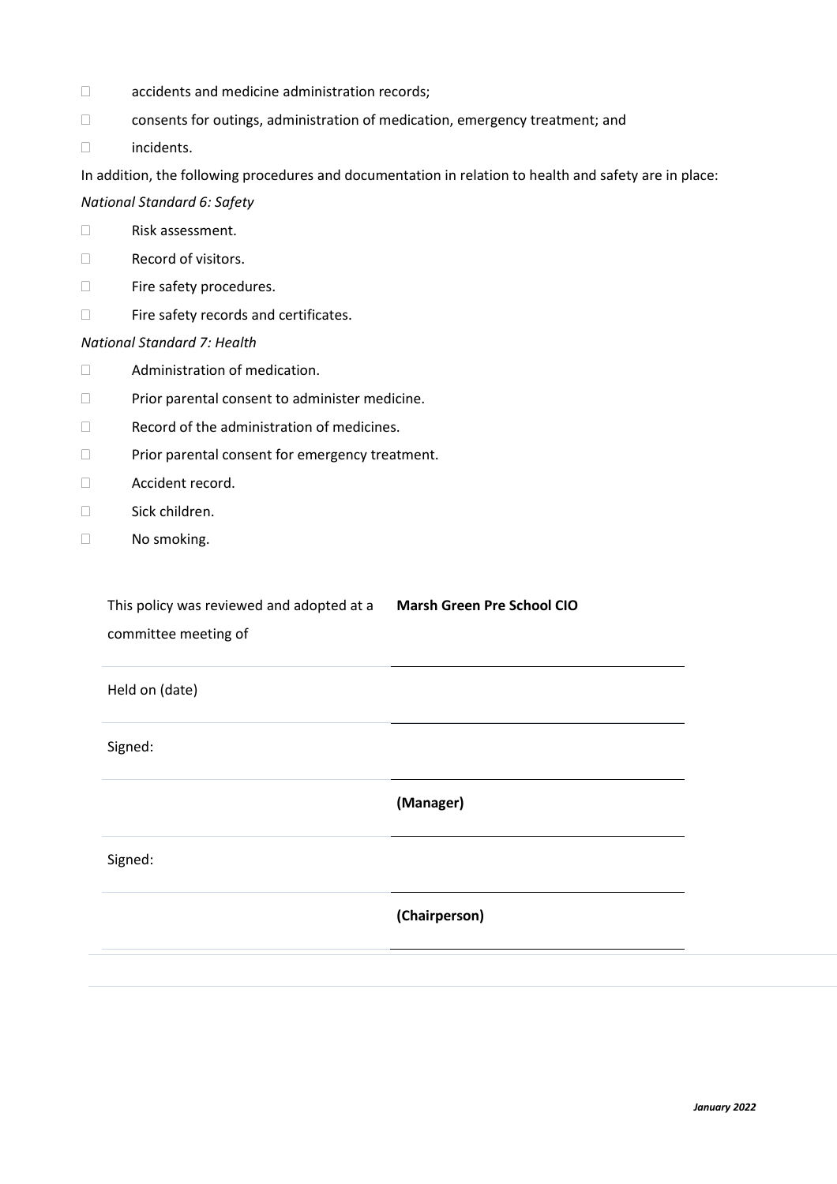- accidents and medicine administration records;
- consents for outings, administration of medication, emergency treatment; and
- incidents.

In addition, the following procedures and documentation in relation to health and safety are in place:

*National Standard 6: Safety*

- Risk assessment.
- Record of visitors.
- Fire safety procedures.
- Fire safety records and certificates.

*National Standard 7: Health*

- Administration of medication.
- Prior parental consent to administer medicine.
- Record of the administration of medicines.
- Prior parental consent for emergency treatment.
- Accident record.
- Sick children.
- No smoking.

| | |
|---|---|
| This policy was reviewed and adopted at a committee meeting of | **Marsh Green Pre School CIO** |
| Held on (date) | |
| Signed: | |
| | **(Manager)** |
| Signed: | |
| | **(Chairperson)** |

*January 2022*